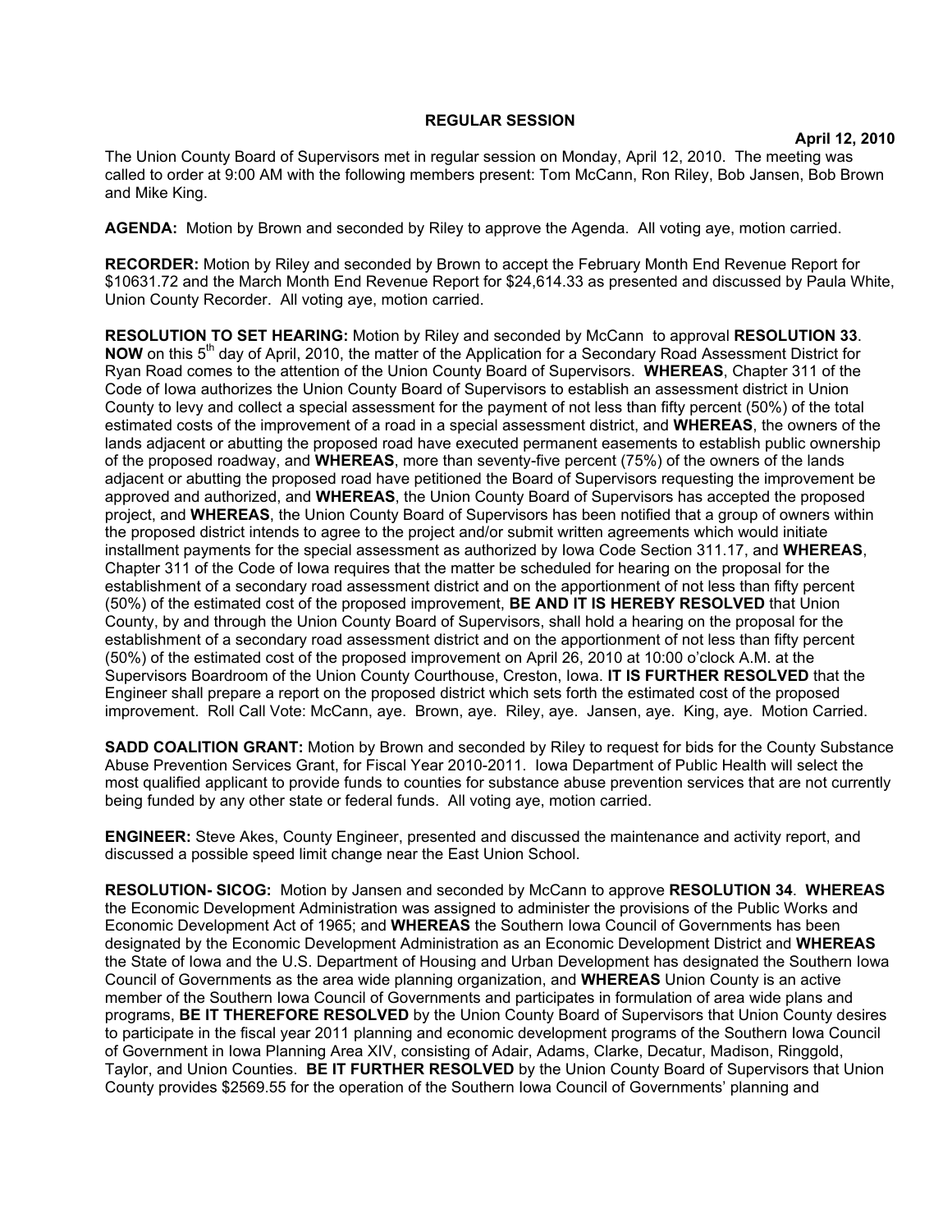**REGULAR SESSION**

**April 12, 2010**

The Union County Board of Supervisors met in regular session on Monday, April 12, 2010. The meeting was called to order at 9:00 AM with the following members present: Tom McCann, Ron Riley, Bob Jansen, Bob Brown and Mike King.

**AGENDA:** Motion by Brown and seconded by Riley to approve the Agenda. All voting aye, motion carried.

**RECORDER:** Motion by Riley and seconded by Brown to accept the February Month End Revenue Report for $10631.72 and the March Month End Revenue Report for $24,614.33 as presented and discussed by Paula White, Union County Recorder. All voting aye, motion carried.

**RESOLUTION TO SET HEARING:** Motion by Riley and seconded by McCann to approval **RESOLUTION 33**. **NOW** on this 5th day of April, 2010, the matter of the Application for a Secondary Road Assessment District for Ryan Road comes to the attention of the Union County Board of Supervisors. **WHEREAS**, Chapter 311 of the Code of Iowa authorizes the Union County Board of Supervisors to establish an assessment district in Union County to levy and collect a special assessment for the payment of not less than fifty percent (50%) of the total estimated costs of the improvement of a road in a special assessment district, and **WHEREAS**, the owners of the lands adjacent or abutting the proposed road have executed permanent easements to establish public ownership of the proposed roadway, and **WHEREAS**, more than seventy-five percent (75%) of the owners of the lands adjacent or abutting the proposed road have petitioned the Board of Supervisors requesting the improvement be approved and authorized, and **WHEREAS**, the Union County Board of Supervisors has accepted the proposed project, and **WHEREAS**, the Union County Board of Supervisors has been notified that a group of owners within the proposed district intends to agree to the project and/or submit written agreements which would initiate installment payments for the special assessment as authorized by Iowa Code Section 311.17, and **WHEREAS**, Chapter 311 of the Code of Iowa requires that the matter be scheduled for hearing on the proposal for the establishment of a secondary road assessment district and on the apportionment of not less than fifty percent (50%) of the estimated cost of the proposed improvement, **BE AND IT IS HEREBY RESOLVED** that Union County, by and through the Union County Board of Supervisors, shall hold a hearing on the proposal for the establishment of a secondary road assessment district and on the apportionment of not less than fifty percent (50%) of the estimated cost of the proposed improvement on April 26, 2010 at 10:00 o'clock A.M. at the Supervisors Boardroom of the Union County Courthouse, Creston, Iowa. **IT IS FURTHER RESOLVED** that the Engineer shall prepare a report on the proposed district which sets forth the estimated cost of the proposed improvement. Roll Call Vote: McCann, aye. Brown, aye. Riley, aye. Jansen, aye. King, aye. Motion Carried.

**SADD COALITION GRANT:** Motion by Brown and seconded by Riley to request for bids for the County Substance Abuse Prevention Services Grant, for Fiscal Year 2010-2011. Iowa Department of Public Health will select the most qualified applicant to provide funds to counties for substance abuse prevention services that are not currently being funded by any other state or federal funds. All voting aye, motion carried.

**ENGINEER:** Steve Akes, County Engineer, presented and discussed the maintenance and activity report, and discussed a possible speed limit change near the East Union School.

**RESOLUTION- SICOG:** Motion by Jansen and seconded by McCann to approve **RESOLUTION 34**. **WHEREAS** the Economic Development Administration was assigned to administer the provisions of the Public Works and Economic Development Act of 1965; and **WHEREAS** the Southern Iowa Council of Governments has been designated by the Economic Development Administration as an Economic Development District and **WHEREAS** the State of Iowa and the U.S. Department of Housing and Urban Development has designated the Southern Iowa Council of Governments as the area wide planning organization, and **WHEREAS** Union County is an active member of the Southern Iowa Council of Governments and participates in formulation of area wide plans and programs, **BE IT THEREFORE RESOLVED** by the Union County Board of Supervisors that Union County desires to participate in the fiscal year 2011 planning and economic development programs of the Southern Iowa Council of Government in Iowa Planning Area XIV, consisting of Adair, Adams, Clarke, Decatur, Madison, Ringgold, Taylor, and Union Counties. **BE IT FURTHER RESOLVED** by the Union County Board of Supervisors that Union County provides $2569.55 for the operation of the Southern Iowa Council of Governments' planning and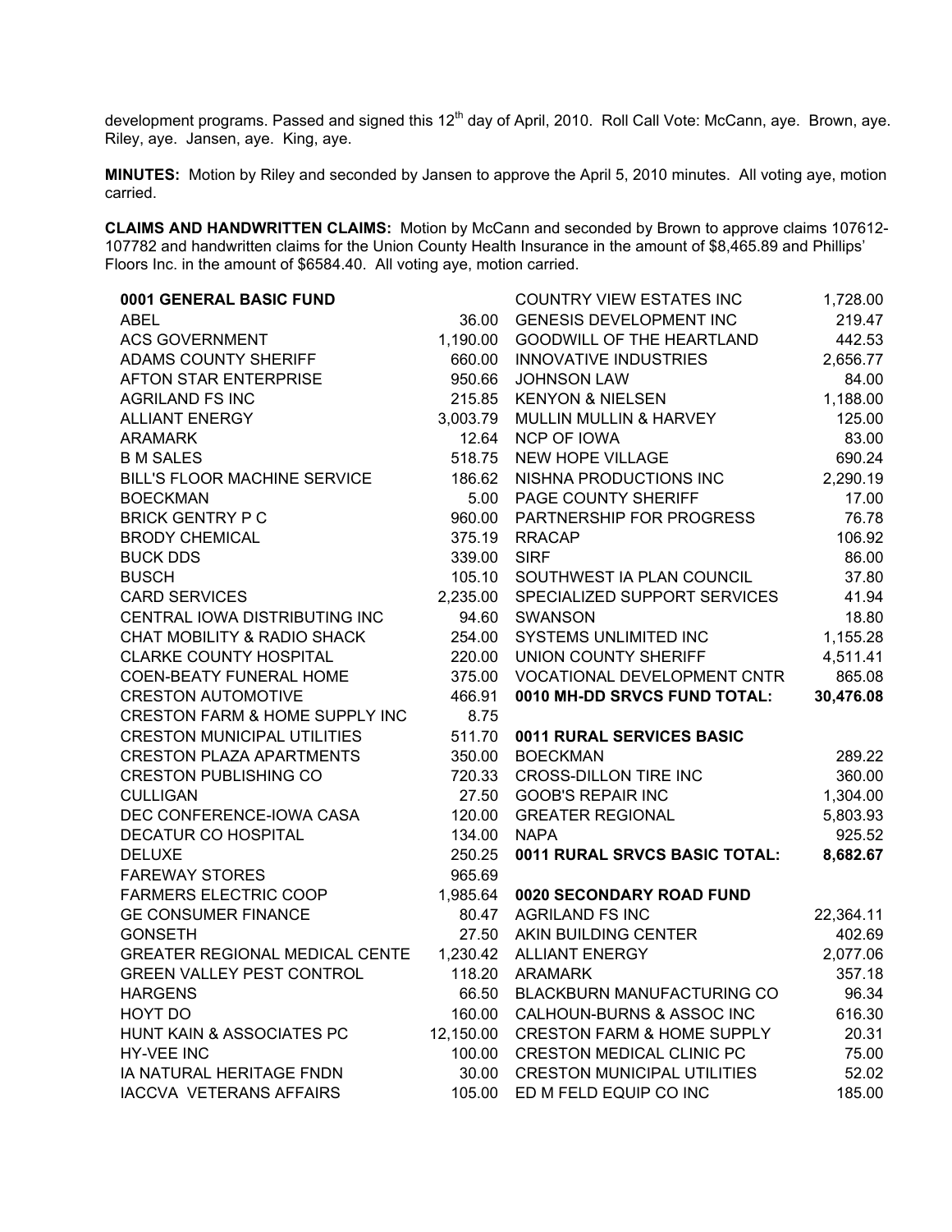development programs. Passed and signed this 12th day of April, 2010. Roll Call Vote: McCann, aye. Brown, aye. Riley, aye. Jansen, aye. King, aye.

**MINUTES:** Motion by Riley and seconded by Jansen to approve the April 5, 2010 minutes. All voting aye, motion carried.

**CLAIMS AND HANDWRITTEN CLAIMS:** Motion by McCann and seconded by Brown to approve claims 107612-107782 and handwritten claims for the Union County Health Insurance in the amount of $8,465.89 and Phillips' Floors Inc. in the amount of $6584.40. All voting aye, motion carried.

| | |
|---|---|
| **0001 GENERAL BASIC FUND** | |
| ABEL | 36.00 |
| ACS GOVERNMENT | 1,190.00 |
| ADAMS COUNTY SHERIFF | 660.00 |
| AFTON STAR ENTERPRISE | 950.66 |
| AGRILAND FS INC | 215.85 |
| ALLIANT ENERGY | 3,003.79 |
| ARAMARK | 12.64 |
| B M SALES | 518.75 |
| BILL'S FLOOR MACHINE SERVICE | 186.62 |
| BOECKMAN | 5.00 |
| BRICK GENTRY P C | 960.00 |
| BRODY CHEMICAL | 375.19 |
| BUCK DDS | 339.00 |
| BUSCH | 105.10 |
| CARD SERVICES | 2,235.00 |
| CENTRAL IOWA DISTRIBUTING INC | 94.60 |
| CHAT MOBILITY & RADIO SHACK | 254.00 |
| CLARKE COUNTY HOSPITAL | 220.00 |
| COEN-BEATY FUNERAL HOME | 375.00 |
| CRESTON AUTOMOTIVE | 466.91 |
| CRESTON FARM & HOME SUPPLY INC | 8.75 |
| CRESTON MUNICIPAL UTILITIES | 511.70 |
| CRESTON PLAZA APARTMENTS | 350.00 |
| CRESTON PUBLISHING CO | 720.33 |
| CULLIGAN | 27.50 |
| DEC CONFERENCE-IOWA CASA | 120.00 |
| DECATUR CO HOSPITAL | 134.00 |
| DELUXE | 250.25 |
| FAREWAY STORES | 965.69 |
| FARMERS ELECTRIC COOP | 1,985.64 |
| GE CONSUMER FINANCE | 80.47 |
| GONSETH | 27.50 |
| GREATER REGIONAL MEDICAL CENTE | 1,230.42 |
| GREEN VALLEY PEST CONTROL | 118.20 |
| HARGENS | 66.50 |
| HOYT DO | 160.00 |
| HUNT KAIN & ASSOCIATES PC | 12,150.00 |
| HY-VEE INC | 100.00 |
| IA NATURAL HERITAGE FNDN | 30.00 |
| IACCVA VETERANS AFFAIRS | 105.00 |

| | |
|---|---|
| COUNTRY VIEW ESTATES INC | 1,728.00 |
| GENESIS DEVELOPMENT INC | 219.47 |
| GOODWILL OF THE HEARTLAND | 442.53 |
| INNOVATIVE INDUSTRIES | 2,656.77 |
| JOHNSON LAW | 84.00 |
| KENYON & NIELSEN | 1,188.00 |
| MULLIN MULLIN & HARVEY | 125.00 |
| NCP OF IOWA | 83.00 |
| NEW HOPE VILLAGE | 690.24 |
| NISHNA PRODUCTIONS INC | 2,290.19 |
| PAGE COUNTY SHERIFF | 17.00 |
| PARTNERSHIP FOR PROGRESS | 76.78 |
| RRACAP | 106.92 |
| SIRF | 86.00 |
| SOUTHWEST IA PLAN COUNCIL | 37.80 |
| SPECIALIZED SUPPORT SERVICES | 41.94 |
| SWANSON | 18.80 |
| SYSTEMS UNLIMITED INC | 1,155.28 |
| UNION COUNTY SHERIFF | 4,511.41 |
| VOCATIONAL DEVELOPMENT CNTR | 865.08 |
| **0010 MH-DD SRVCS FUND TOTAL:** | **30,476.08** |
| **0011 RURAL SERVICES BASIC** | |
| BOECKMAN | 289.22 |
| CROSS-DILLON TIRE INC | 360.00 |
| GOOB'S REPAIR INC | 1,304.00 |
| GREATER REGIONAL | 5,803.93 |
| NAPA | 925.52 |
| **0011 RURAL SRVCS BASIC TOTAL:** | **8,682.67** |
| **0020 SECONDARY ROAD FUND** | |
| AGRILAND FS INC | 22,364.11 |
| AKIN BUILDING CENTER | 402.69 |
| ALLIANT ENERGY | 2,077.06 |
| ARAMARK | 357.18 |
| BLACKBURN MANUFACTURING CO | 96.34 |
| CALHOUN-BURNS & ASSOC INC | 616.30 |
| CRESTON FARM & HOME SUPPLY | 20.31 |
| CRESTON MEDICAL CLINIC PC | 75.00 |
| CRESTON MUNICIPAL UTILITIES | 52.02 |
| ED M FELD EQUIP CO INC | 185.00 |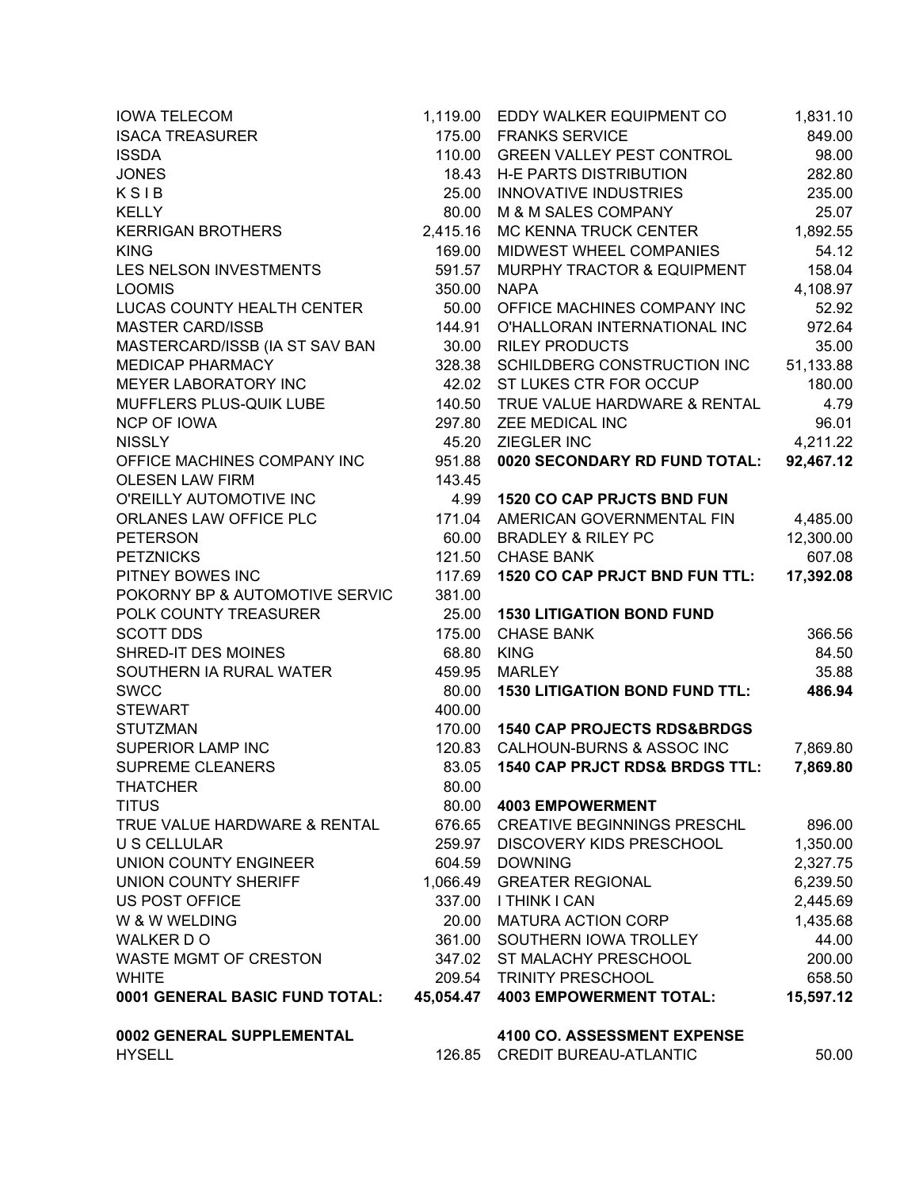| | |
|---|---|
| IOWA TELECOM | 1,119.00 |
| ISACA TREASURER | 175.00 |
| ISSDA | 110.00 |
| JONES | 18.43 |
| K S I B | 25.00 |
| KELLY | 80.00 |
| KERRIGAN BROTHERS | 2,415.16 |
| KING | 169.00 |
| LES NELSON INVESTMENTS | 591.57 |
| LOOMIS | 350.00 |
| LUCAS COUNTY HEALTH CENTER | 50.00 |
| MASTER CARD/ISSB | 144.91 |
| MASTERCARD/ISSB (IA ST SAV BAN | 30.00 |
| MEDICAP PHARMACY | 328.38 |
| MEYER LABORATORY INC | 42.02 |
| MUFFLERS PLUS-QUIK LUBE | 140.50 |
| NCP OF IOWA | 297.80 |
| NISSLY | 45.20 |
| OFFICE MACHINES COMPANY INC | 951.88 |
| OLESEN LAW FIRM | 143.45 |
| O'REILLY AUTOMOTIVE INC | 4.99 |
| ORLANES LAW OFFICE PLC | 171.04 |
| PETERSON | 60.00 |
| PETZNICKS | 121.50 |
| PITNEY BOWES INC | 117.69 |
| POKORNY BP & AUTOMOTIVE SERVIC | 381.00 |
| POLK COUNTY TREASURER | 25.00 |
| SCOTT DDS | 175.00 |
| SHRED-IT DES MOINES | 68.80 |
| SOUTHERN IA RURAL WATER | 459.95 |
| SWCC | 80.00 |
| STEWART | 400.00 |
| STUTZMAN | 170.00 |
| SUPERIOR LAMP INC | 120.83 |
| SUPREME CLEANERS | 83.05 |
| THATCHER | 80.00 |
| TITUS | 80.00 |
| TRUE VALUE HARDWARE & RENTAL | 676.65 |
| U S CELLULAR | 259.97 |
| UNION COUNTY ENGINEER | 604.59 |
| UNION COUNTY SHERIFF | 1,066.49 |
| US POST OFFICE | 337.00 |
| W & W WELDING | 20.00 |
| WALKER D O | 361.00 |
| WASTE MGMT OF CRESTON | 347.02 |
| WHITE | 209.54 |
| **0001 GENERAL BASIC FUND TOTAL:** | **45,054.47** |

**0002 GENERAL SUPPLEMENTAL**

| | |
|---|---|
| HYSELL | 126.85 |

| | |
|---|---|
| EDDY WALKER EQUIPMENT CO | 1,831.10 |
| FRANKS SERVICE | 849.00 |
| GREEN VALLEY PEST CONTROL | 98.00 |
| H-E PARTS DISTRIBUTION | 282.80 |
| INNOVATIVE INDUSTRIES | 235.00 |
| M & M SALES COMPANY | 25.07 |
| MC KENNA TRUCK CENTER | 1,892.55 |
| MIDWEST WHEEL COMPANIES | 54.12 |
| MURPHY TRACTOR & EQUIPMENT | 158.04 |
| NAPA | 4,108.97 |
| OFFICE MACHINES COMPANY INC | 52.92 |
| O'HALLORAN INTERNATIONAL INC | 972.64 |
| RILEY PRODUCTS | 35.00 |
| SCHILDBERG CONSTRUCTION INC | 51,133.88 |
| ST LUKES CTR FOR OCCUP | 180.00 |
| TRUE VALUE HARDWARE & RENTAL | 4.79 |
| ZEE MEDICAL INC | 96.01 |
| ZIEGLER INC | 4,211.22 |
| **0020 SECONDARY RD FUND TOTAL:** | **92,467.12** |

**1520 CO CAP PRJCTS BND FUN**

| | |
|---|---|
| AMERICAN GOVERNMENTAL FIN | 4,485.00 |
| BRADLEY & RILEY PC | 12,300.00 |
| CHASE BANK | 607.08 |
| **1520 CO CAP PRJCT BND FUN TTL:** | **17,392.08** |

**1530 LITIGATION BOND FUND**

| | |
|---|---|
| CHASE BANK | 366.56 |
| KING | 84.50 |
| MARLEY | 35.88 |
| **1530 LITIGATION BOND FUND TTL:** | **486.94** |

**1540 CAP PROJECTS RDS&BRDGS**

| | |
|---|---|
| CALHOUN-BURNS & ASSOC INC | 7,869.80 |
| **1540 CAP PRJCT RDS& BRDGS TTL:** | **7,869.80** |

**4003 EMPOWERMENT**

| | |
|---|---|
| CREATIVE BEGINNINGS PRESCHL | 896.00 |
| DISCOVERY KIDS PRESCHOOL | 1,350.00 |
| DOWNING | 2,327.75 |
| GREATER REGIONAL | 6,239.50 |
| I THINK I CAN | 2,445.69 |
| MATURA ACTION CORP | 1,435.68 |
| SOUTHERN IOWA TROLLEY | 44.00 |
| ST MALACHY PRESCHOOL | 200.00 |
| TRINITY PRESCHOOL | 658.50 |
| **4003 EMPOWERMENT TOTAL:** | **15,597.12** |

**4100 CO. ASSESSMENT EXPENSE**

| | |
|---|---|
| CREDIT BUREAU-ATLANTIC | 50.00 |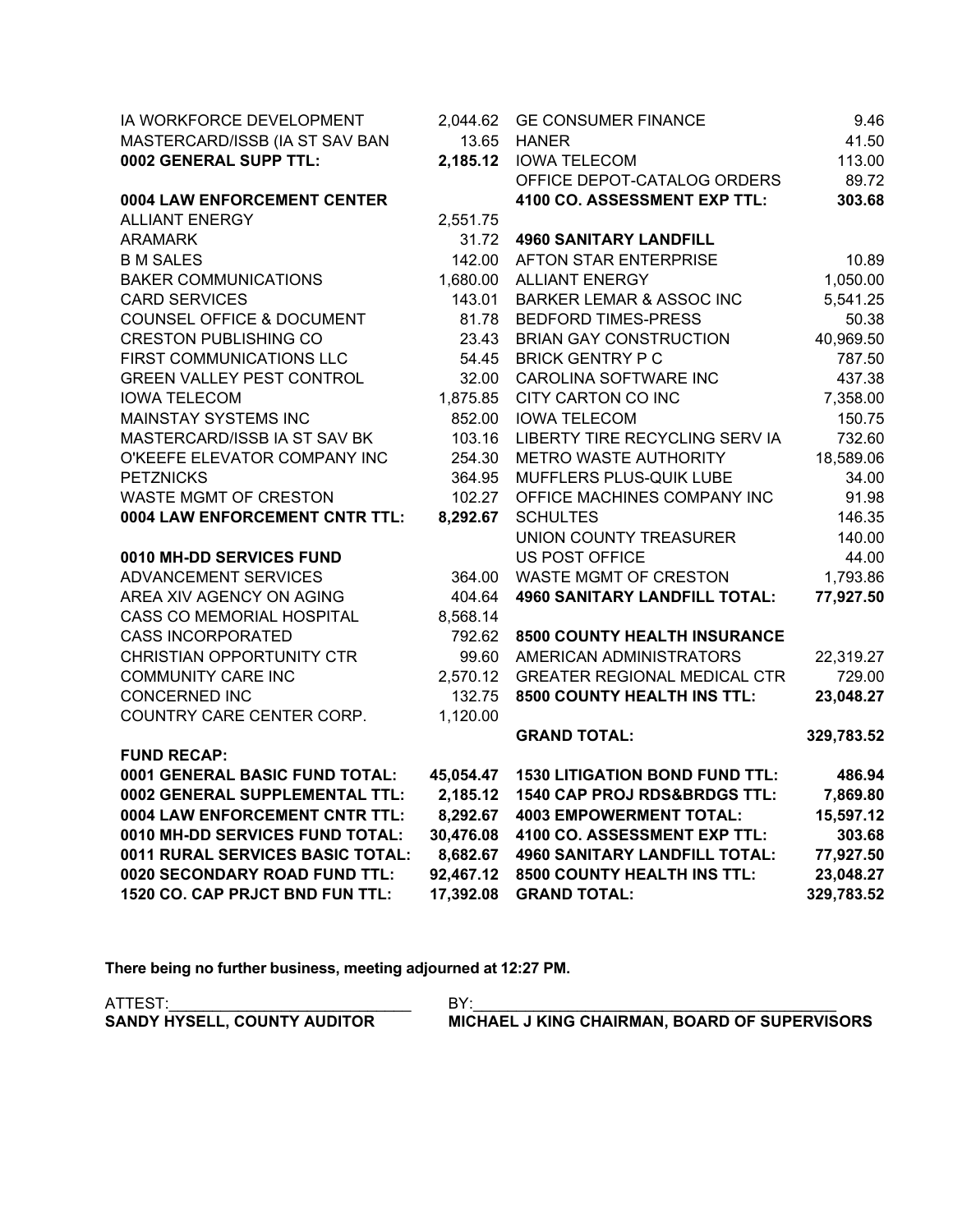| | |
|---|---|
| IA WORKFORCE DEVELOPMENT | 2,044.62 |
| MASTERCARD/ISSB (IA ST SAV BAN | 13.65 |
| **0002 GENERAL SUPP TTL:** | **2,185.12** |

**0004 LAW ENFORCEMENT CENTER**

| | |
|---|---|
| ALLIANT ENERGY | 2,551.75 |
| ARAMARK | 31.72 |
| B M SALES | 142.00 |
| BAKER COMMUNICATIONS | 1,680.00 |
| CARD SERVICES | 143.01 |
| COUNSEL OFFICE & DOCUMENT | 81.78 |
| CRESTON PUBLISHING CO | 23.43 |
| FIRST COMMUNICATIONS LLC | 54.45 |
| GREEN VALLEY PEST CONTROL | 32.00 |
| IOWA TELECOM | 1,875.85 |
| MAINSTAY SYSTEMS INC | 852.00 |
| MASTERCARD/ISSB IA ST SAV BK | 103.16 |
| O'KEEFE ELEVATOR COMPANY INC | 254.30 |
| PETZNICKS | 364.95 |
| WASTE MGMT OF CRESTON | 102.27 |
| **0004 LAW ENFORCEMENT CNTR TTL:** | **8,292.67** |

**0010 MH-DD SERVICES FUND**

| | |
|---|---|
| ADVANCEMENT SERVICES | 364.00 |
| AREA XIV AGENCY ON AGING | 404.64 |
| CASS CO MEMORIAL HOSPITAL | 8,568.14 |
| CASS INCORPORATED | 792.62 |
| CHRISTIAN OPPORTUNITY CTR | 99.60 |
| COMMUNITY CARE INC | 2,570.12 |
| CONCERNED INC | 132.75 |
| COUNTRY CARE CENTER CORP. | 1,120.00 |

| | |
|---|---|
| GE CONSUMER FINANCE | 9.46 |
| HANER | 41.50 |
| IOWA TELECOM | 113.00 |
| OFFICE DEPOT-CATALOG ORDERS | 89.72 |
| **4100 CO. ASSESSMENT EXP TTL:** | **303.68** |

**4960 SANITARY LANDFILL**

| | |
|---|---|
| AFTON STAR ENTERPRISE | 10.89 |
| ALLIANT ENERGY | 1,050.00 |
| BARKER LEMAR & ASSOC INC | 5,541.25 |
| BEDFORD TIMES-PRESS | 50.38 |
| BRIAN GAY CONSTRUCTION | 40,969.50 |
| BRICK GENTRY P C | 787.50 |
| CAROLINA SOFTWARE INC | 437.38 |
| CITY CARTON CO INC | 7,358.00 |
| IOWA TELECOM | 150.75 |
| LIBERTY TIRE RECYCLING SERV IA | 732.60 |
| METRO WASTE AUTHORITY | 18,589.06 |
| MUFFLERS PLUS-QUIK LUBE | 34.00 |
| OFFICE MACHINES COMPANY INC | 91.98 |
| SCHULTES | 146.35 |
| UNION COUNTY TREASURER | 140.00 |
| US POST OFFICE | 44.00 |
| WASTE MGMT OF CRESTON | 1,793.86 |
| **4960 SANITARY LANDFILL TOTAL:** | **77,927.50** |

**8500 COUNTY HEALTH INSURANCE**

| | |
|---|---|
| AMERICAN ADMINISTRATORS | 22,319.27 |
| GREATER REGIONAL MEDICAL CTR | 729.00 |
| **8500 COUNTY HEALTH INS TTL:** | **23,048.27** |

| | |
|---|---|
| **GRAND TOTAL:** | **329,783.52** |

**FUND RECAP:**

| | | | |
|---|---|---|---|
| **0001 GENERAL BASIC FUND TOTAL:** | **45,054.47** | **1530 LITIGATION BOND FUND TTL:** | **486.94** |
| **0002 GENERAL SUPPLEMENTAL TTL:** | **2,185.12** | **1540 CAP PROJ RDS&BRDGS TTL:** | **7,869.80** |
| **0004 LAW ENFORCEMENT CNTR TTL:** | **8,292.67** | **4003 EMPOWERMENT TOTAL:** | **15,597.12** |
| **0010 MH-DD SERVICES FUND TOTAL:** | **30,476.08** | **4100 CO. ASSESSMENT EXP TTL:** | **303.68** |
| **0011 RURAL SERVICES BASIC TOTAL:** | **8,682.67** | **4960 SANITARY LANDFILL TOTAL:** | **77,927.50** |
| **0020 SECONDARY ROAD FUND TTL:** | **92,467.12** | **8500 COUNTY HEALTH INS TTL:** | **23,048.27** |
| **1520 CO. CAP PRJCT BND FUN TTL:** | **17,392.08** | **GRAND TOTAL:** | **329,783.52** |

**There being no further business, meeting adjourned at 12:27 PM.**

ATTEST:____________________________ BY:_________________________________________

**SANDY HYSELL, COUNTY AUDITOR** **MICHAEL J KING CHAIRMAN, BOARD OF SUPERVISORS**